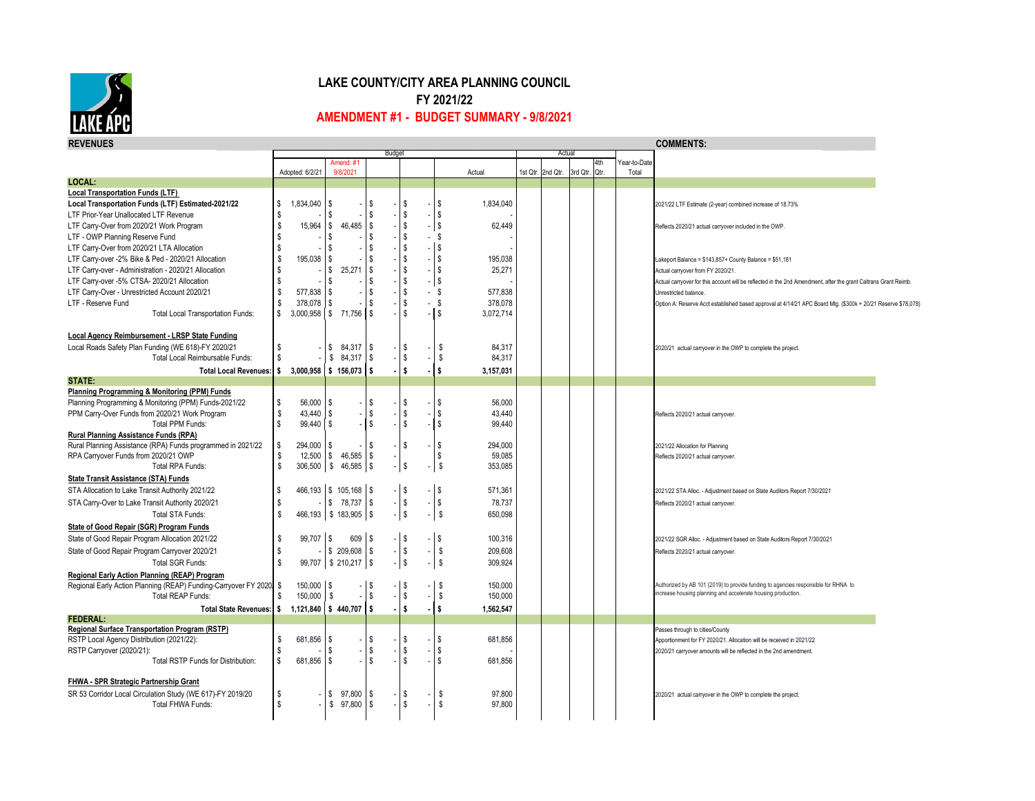# LAKE COUNTY/CITY AREA PLANNING COUNCIL

## FY 2021/22

## AMENDMENT #1 - BUDGET SUMMARY - 9/8/2021

**REVENUES**

| | Budget | | | | | Actual | | | | | | COMMENTS: |
|---|---|---|---|---|---|---|---|---|---|---|---|---|
| | Adopted: 6/2/21 | Amend: #1 9/8/2021 | | | Actual | 1st Qtr. | 2nd Qtr. | 3rd Qtr. | 4th Qtr. | Year-to-Date Total | | |
| **LOCAL:** | | | | | | | | | | | | |
| **Local Transportation Funds (LTF)** | | | | | | | | | | | | |
| **Local Transportation Funds (LTF) Estimated-2021/22** | $ 1,834,040 | $ - | $ - | $ - | $ 1,834,040 | | | | | | | 2021/22 LTF Estimate (2-year) combined increase of 18.73% |
| LTF Prior-Year Unallocated LTF Revenue | $ - | $ - | $ - | $ - | $ - | | | | | | | |
| LTF Carry-Over from 2020/21 Work Program | $ 15,964 | $ 46,485 | $ - | $ - | $ 62,449 | | | | | | | Reflects 2020/21 actual carryover included in the OWP. |
| LTF - OWP Planning Reserve Fund | $ - | $ - | $ - | $ - | $ - | | | | | | | |
| LTF Carry-Over from 2020/21 LTA Allocation | $ - | $ - | $ - | $ - | $ - | | | | | | | |
| LTF Carry-over -2% Bike & Ped - 2020/21 Allocation | $ 195,038 | $ - | $ - | $ - | $ 195,038 | | | | | | | Lakeport Balance = $143,857+ County Balance = $51,181 |
| LTF Carry-over - Administration - 2020/21 Allocation | $ - | $ 25,271 | $ - | $ - | $ 25,271 | | | | | | | Actual carryover from FY 2020/21. |
| LTF Carry-over -5% CTSA- 2020/21 Allocation | $ - | $ - | $ - | $ - | $ - | | | | | | | Actual carryover for this account will be reflected in the 2nd Amendment, after the grant Caltrans Grant Reimb. |
| LTF Carry-Over - Unrestricted Account 2020/21 | $ 577,838 | $ - | $ - | $ - | $ 577,838 | | | | | | | Unrestricted balance. |
| LTF - Reserve Fund | $ 378,078 | $ - | $ - | $ - | $ 378,078 | | | | | | | Option A: Reserve Acct established based approval at 4/14/21 APC Board Mtg. ($300k + 20/21 Reserve $78,078) |
| Total Local Transportation Funds: | $ 3,000,958 | $ 71,756 | $ - | $ - | $ 3,072,714 | | | | | | | |
| **Local Agency Reimbursement - LRSP State Funding** | | | | | | | | | | | | |
| Local Roads Safety Plan Funding (WE 618)-FY 2020/21 | $ - | $ 84,317 | $ - | $ - | $ 84,317 | | | | | | | 2020/21 actual carryover in the OWP to complete the project. |
| Total Local Reimbursable Funds: | $ - | $ 84,317 | $ - | $ - | $ 84,317 | | | | | | | |
| **Total Local Revenues:** | **$ 3,000,958** | **$ 156,073** | **$ -** | **$ -** | **$ 3,157,031** | | | | | | | |
| **STATE:** | | | | | | | | | | | | |
| **Planning Programming & Monitoring (PPM) Funds** | | | | | | | | | | | | |
| Planning Programming & Monitoring (PPM) Funds-2021/22 | $ 56,000 | $ - | $ - | $ - | $ 56,000 | | | | | | | |
| PPM Carry-Over Funds from 2020/21 Work Program | $ 43,440 | $ - | $ - | $ - | $ 43,440 | | | | | | | Reflects 2020/21 actual carryover. |
| Total PPM Funds: | $ 99,440 | $ - | $ - | $ - | $ 99,440 | | | | | | | |
| **Rural Planning Assistance Funds (RPA)** | | | | | | | | | | | | |
| Rural Planning Assistance (RPA) Funds programmed in 2021/22 | $ 294,000 | $ - | $ - | $ - | $ 294,000 | | | | | | | 2021/22 Allocation for Planning |
| RPA Carryover Funds from 2020/21 OWP | $ 12,500 | $ 46,585 | $ - | | $ 59,085 | | | | | | | Reflects 2020/21 actual carryover. |
| Total RPA Funds: | $ 306,500 | $ 46,585 | $ - | $ - | $ 353,085 | | | | | | | |
| **State Transit Assistance (STA) Funds** | | | | | | | | | | | | |
| STA Allocation to Lake Transit Authority 2021/22 | $ 466,193 | $ 105,168 | $ - | $ - | $ 571,361 | | | | | | | 2021/22 STA Alloc. - Adjustment based on State Auditors Report 7/30/2021 |
| STA Carry-Over to Lake Transit Authority 2020/21 | $ - | $ 78,737 | $ - | $ - | $ 78,737 | | | | | | | Reflects 2020/21 actual carryover. |
| Total STA Funds: | $ 466,193 | $ 183,905 | $ - | $ - | $ 650,098 | | | | | | | |
| **State of Good Repair (SGR) Program Funds** | | | | | | | | | | | | |
| State of Good Repair Program Allocation 2021/22 | $ 99,707 | $ 609 | $ - | $ - | $ 100,316 | | | | | | | 2021/22 SGR Alloc. - Adjustment based on State Auditors Report 7/30/2021 |
| State of Good Repair Program Carryover 2020/21 | $ - | $ 209,608 | $ - | $ - | $ 209,608 | | | | | | | Reflects 2020/21 actual carryover. |
| Total SGR Funds: | $ 99,707 | $ 210,217 | $ - | $ - | $ 309,924 | | | | | | | |
| **Regional Early Action Planning (REAP) Program** | | | | | | | | | | | | |
| Regional Early Action Planning (REAP) Funding-Carryover FY 2020 | $ 150,000 | $ - | $ - | $ - | $ 150,000 | | | | | | | Authorized by AB 101 (2019) to provide funding to agencies responsible for RHNA to increase housing planning and accelerate housing production. |
| Total REAP Funds: | $ 150,000 | $ - | $ - | $ - | $ 150,000 | | | | | | | |
| **Total State Revenues:** | **$ 1,121,840** | **$ 440,707** | **$ -** | **$ -** | **$ 1,562,547** | | | | | | | |
| **FEDERAL:** | | | | | | | | | | | | |
| **Regional Surface Transportation Program (RSTP)** | | | | | | | | | | | | Passes through to cities/County |
| RSTP Local Agency Distribution (2021/22): | $ 681,856 | $ - | $ - | $ - | $ 681,856 | | | | | | | Apportionment for FY 2020/21. Allocation will be received in 2021/22 |
| RSTP Carryover (2020/21): | $ - | $ - | $ - | $ - | $ - | | | | | | | 2020/21 carryover amounts will be reflected in the 2nd amendment. |
| Total RSTP Funds for Distribution: | $ 681,856 | $ - | $ - | $ - | $ 681,856 | | | | | | | |
| **FHWA - SPR Strategic Partnership Grant** | | | | | | | | | | | | |
| SR 53 Corridor Local Circulation Study (WE 617)-FY 2019/20 | $ - | $ 97,800 | $ - | $ - | $ 97,800 | | | | | | | 2020/21 actual carryover in the OWP to complete the project. |
| Total FHWA Funds: | $ - | $ 97,800 | $ - | $ - | $ 97,800 | | | | | | | |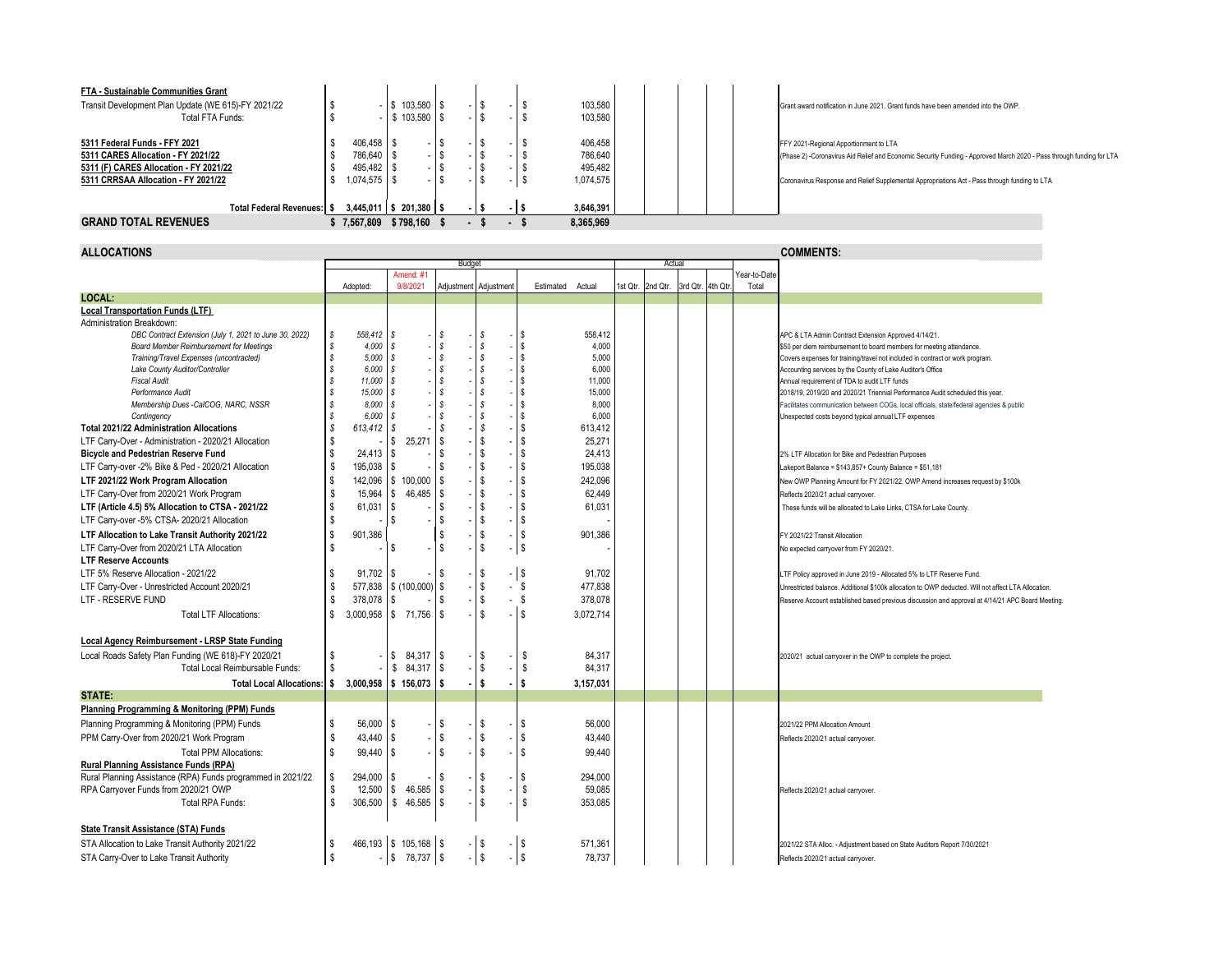| | | | | | | | | | | | | |
|---|---|---|---|---|---|---|---|---|---|---|---|---|
| **FTA - Sustainable Communities Grant** | | | | | | | | | | | | |
| Transit Development Plan Update (WE 615)-FY 2021/22 | $ - | $ 103,580 | $ - | $ - | $ | 103,580 | | | | | | Grant award notification in June 2021. Grant funds have been amended into the OWP. |
| Total FTA Funds: | $ - | $ 103,580 | $ - | $ - | $ | 103,580 | | | | | | |
| **5311 Federal Funds - FFY 2021** | $ 406,458 | $ - | $ - | $ - | $ | 406,458 | | | | | | FFY 2021-Regional Apportionment to LTA |
| **5311 CARES Allocation - FY 2021/22** | $ 786,640 | $ - | $ - | $ - | $ | 786,640 | | | | | | (Phase 2) -Coronavirus Aid Relief and Economic Security Funding - Approved March 2020 - Pass through funding for LTA |
| **5311 (F) CARES Allocation - FY 2021/22** | $ 495,482 | $ - | $ - | $ - | $ | 495,482 | | | | | | |
| **5311 CRRSAA Allocation - FY 2021/22** | $ 1,074,575 | $ - | $ - | $ - | $ | 1,074,575 | | | | | | Coronavirus Response and Relief Supplemental Appropriations Act - Pass through funding to LTA |
| **Total Federal Revenues:** | **$ 3,445,011** | **$ 201,380** | **$ -** | **$ -** | **$** | **3,646,391** | | | | | | |
| **GRAND TOTAL REVENUES** | **$ 7,567,809** | **$ 798,160** | **$ -** | **$ -** | **$** | **8,365,969** | | | | | | |

## ALLOCATIONS

| | Budget | | | | | | Actual | | | | | **COMMENTS:** |
|---|---|---|---|---|---|---|---|---|---|---|---|---|
| | Adopted: | Amend: #1 9/8/2021 | Adjustment | Adjustment | Estimated | Actual | 1st Qtr. | 2nd Qtr. | 3rd Qtr. | 4th Qtr. | Year-to-Date Total | |
| **LOCAL:** | | | | | | | | | | | | |
| **Local Transportation Funds (LTF)** | | | | | | | | | | | | |
| Administration Breakdown: | | | | | | | | | | | | |
| *DBC Contract Extension (July 1, 2021 to June 30, 2022)* | *$ 558,412* | *$ -* | *$ -* | *$ -* | $ | 558,412 | | | | | | APC & LTA Admin Contract Extension Approved 4/14/21. |
| *Board Member Reimbursement for Meetings* | *$ 4,000* | *$ -* | *$ -* | *$ -* | $ | 4,000 | | | | | | $50 per diem reimbursement to board members for meeting attendance. |
| *Training/Travel Expenses (uncontracted)* | *$ 5,000* | *$ -* | *$ -* | *$ -* | $ | 5,000 | | | | | | Covers expenses for training/travel not included in contract or work program. |
| *Lake County Auditor/Controller* | *$ 6,000* | *$ -* | *$ -* | *$ -* | $ | 6,000 | | | | | | Accounting services by the County of Lake Auditor's Office |
| *Fiscal Audit* | *$ 11,000* | *$ -* | *$ -* | *$ -* | $ | 11,000 | | | | | | Annual requirement of TDA to audit LTF funds |
| *Performance Audit* | *$ 15,000* | *$ -* | *$ -* | *$ -* | $ | 15,000 | | | | | | 2018/19, 2019/20 and 2020/21 Triennial Performance Audit scheduled this year. |
| *Membership Dues -CalCOG, NARC, NSSR* | *$ 8,000* | *$ -* | *$ -* | *$ -* | $ | 8,000 | | | | | | Facilitates communication between COGs, local officials, state/federal agencies & public |
| *Contingency* | *$ 6,000* | *$ -* | *$ -* | *$ -* | $ | 6,000 | | | | | | Unexpected costs beyond typical annual LTF expenses |
| **Total 2021/22 Administration Allocations** | *$ 613,412* | *$ -* | *$ -* | *$ -* | $ | 613,412 | | | | | | |
| LTF Carry-Over - Administration - 2020/21 Allocation | $ - | $ 25,271 | $ - | $ - | $ | 25,271 | | | | | | |
| **Bicycle and Pedestrian Reserve Fund** | $ 24,413 | $ - | $ - | $ - | $ | 24,413 | | | | | | 2% LTF Allocation for Bike and Pedestrian Purposes |
| LTF Carry-over -2% Bike & Ped - 2020/21 Allocation | $ 195,038 | $ - | $ - | $ - | $ | 195,038 | | | | | | Lakeport Balance = $143,857+ County Balance = $51,181 |
| **LTF 2021/22 Work Program Allocation** | $ 142,096 | $ 100,000 | $ - | $ - | $ | 242,096 | | | | | | New OWP Planning Amount for FY 2021/22. OWP Amend increases request by $100k |
| LTF Carry-Over from 2020/21 Work Program | $ 15,964 | $ 46,485 | $ - | $ - | $ | 62,449 | | | | | | Reflects 2020/21 actual carryover. |
| **LTF (Article 4.5) 5% Allocation to CTSA - 2021/22** | $ 61,031 | $ - | $ - | $ - | $ | 61,031 | | | | | | These funds will be allocated to Lake Links, CTSA for Lake County. |
| LTF Carry-over -5% CTSA- 2020/21 Allocation | $ - | $ - | $ - | $ - | $ | - | | | | | | |
| **LTF Allocation to Lake Transit Authority 2021/22** | $ 901,386 | | $ - | $ - | $ | 901,386 | | | | | | FY 2021/22 Transit Allocation |
| LTF Carry-Over from 2020/21 LTA Allocation | $ - | $ - | $ - | $ - | $ | - | | | | | | No expected carryover from FY 2020/21. |
| **LTF Reserve Accounts** | | | | | | | | | | | | |
| LTF 5% Reserve Allocation - 2021/22 | $ 91,702 | $ - | $ - | $ - | $ | 91,702 | | | | | | LTF Policy approved in June 2019 - Allocated 5% to LTF Reserve Fund. |
| LTF Carry-Over - Unrestricted Account 2020/21 | $ 577,838 | $ (100,000) | $ - | $ - | $ | 477,838 | | | | | | Unrestricted balance. Additional $100k allocation to OWP deducted. Will not affect LTA Allocation. |
| LTF - RESERVE FUND | $ 378,078 | $ - | $ - | $ - | $ | 378,078 | | | | | | Reserve Account established based previous discussion and approval at 4/14/21 APC Board Meeting. |
| Total LTF Allocations: | $ 3,000,958 | $ 71,756 | $ - | $ - | $ | 3,072,714 | | | | | | |
| **Local Agency Reimbursement - LRSP State Funding** | | | | | | | | | | | | |
| Local Roads Safety Plan Funding (WE 618)-FY 2020/21 | $ - | $ 84,317 | $ - | $ - | $ | 84,317 | | | | | | 2020/21 actual carryover in the OWP to complete the project. |
| Total Local Reimbursable Funds: | $ - | $ 84,317 | $ - | $ - | $ | 84,317 | | | | | | |
| **Total Local Allocations:** | **$ 3,000,958** | **$ 156,073** | **$ -** | **$ -** | **$** | **3,157,031** | | | | | | |
| **STATE:** | | | | | | | | | | | | |
| **Planning Programming & Monitoring (PPM) Funds** | | | | | | | | | | | | |
| Planning Programming & Monitoring (PPM) Funds | $ 56,000 | $ - | $ - | $ - | $ | 56,000 | | | | | | 2021/22 PPM Allocation Amount |
| PPM Carry-Over from 2020/21 Work Program | $ 43,440 | $ - | $ - | $ - | $ | 43,440 | | | | | | Reflects 2020/21 actual carryover. |
| Total PPM Allocations: | $ 99,440 | $ - | $ - | $ - | $ | 99,440 | | | | | | |
| **Rural Planning Assistance Funds (RPA)** | | | | | | | | | | | | |
| Rural Planning Assistance (RPA) Funds programmed in 2021/22 | $ 294,000 | $ - | $ - | $ - | $ | 294,000 | | | | | | |
| RPA Carryover Funds from 2020/21 OWP | $ 12,500 | $ 46,585 | $ - | $ - | $ | 59,085 | | | | | | Reflects 2020/21 actual carryover. |
| Total RPA Funds: | $ 306,500 | $ 46,585 | $ - | $ - | $ | 353,085 | | | | | | |
| **State Transit Assistance (STA) Funds** | | | | | | | | | | | | |
| STA Allocation to Lake Transit Authority 2021/22 | $ 466,193 | $ 105,168 | $ - | $ - | $ | 571,361 | | | | | | 2021/22 STA Alloc. - Adjustment based on State Auditors Report 7/30/2021 |
| STA Carry-Over to Lake Transit Authority | $ - | $ 78,737 | $ - | $ - | $ | 78,737 | | | | | | Reflects 2020/21 actual carryover. |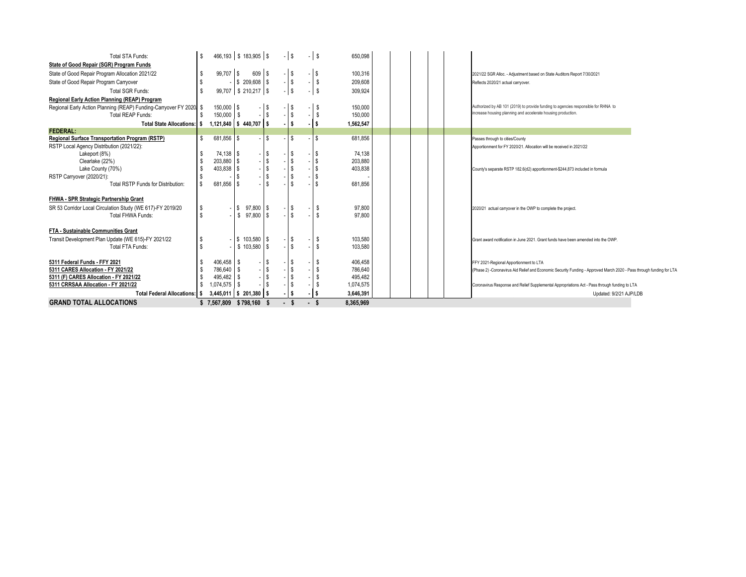| | | | | | | | | | | | |
|---|---|---|---|---|---|---|---|---|---|---|---|
| Total STA Funds: | $ 466,193 | $ 183,905 | $ - | $ - | $ 650,098 | | | | | | |
| **State of Good Repair (SGR) Program Funds** | | | | | | | | | | | |
| State of Good Repair Program Allocation 2021/22 | $ 99,707 | $ 609 | $ - | $ - | $ 100,316 | | | | | | 2021/22 SGR Alloc. - Adjustment based on State Auditors Report 7/30/2021 |
| State of Good Repair Program Carryover | $ - | $ 209,608 | $ - | $ - | $ 209,608 | | | | | | Reflects 2020/21 actual carryover. |
| Total SGR Funds: | $ 99,707 | $ 210,217 | $ - | $ - | $ 309,924 | | | | | | |
| **Regional Early Action Planning (REAP) Program** | | | | | | | | | | | |
| Regional Early Action Planning (REAP) Funding-Carryover FY 2020 | $ 150,000 | $ - | $ - | $ - | $ 150,000 | | | | | | Authorized by AB 101 (2019) to provide funding to agencies responsible for RHNA to increase housing planning and accelerate housing production. |
| Total REAP Funds: | $ 150,000 | $ - | $ - | $ - | $ 150,000 | | | | | | |
| **Total State Allocations:** | **$ 1,121,840** | **$ 440,707** | **$ -** | **$ -** | **$ 1,562,547** | | | | | | |
| **FEDERAL:** | | | | | | | | | | | |
| **Regional Surface Transportation Program (RSTP)** | $ 681,856 | $ - | $ - | $ - | $ 681,856 | | | | | | Passes through to cities/County |
| RSTP Local Agency Distribution (2021/22): | | | | | | | | | | | Apportionment for FY 2020/21. Allocation will be received in 2021/22 |
| Lakeport (8%) | $ 74,138 | $ - | $ - | $ - | $ 74,138 | | | | | | |
| Clearlake (22%) | $ 203,880 | $ - | $ - | $ - | $ 203,880 | | | | | | |
| Lake County (70%) | $ 403,838 | $ - | $ - | $ - | $ 403,838 | | | | | | County's separate RSTP 182.6(d2) apportionment-$244,873 included in formula |
| RSTP Carryover (2020/21): | $ - | $ - | $ - | $ - | $ - | | | | | | |
| Total RSTP Funds for Distribution: | $ 681,856 | $ - | $ - | $ - | $ 681,856 | | | | | | |
| **FHWA - SPR Strategic Partnership Grant** | | | | | | | | | | | |
| SR 53 Corridor Local Circulation Study (WE 617)-FY 2019/20 | $ - | $ 97,800 | $ - | $ - | $ 97,800 | | | | | | 2020/21 actual carryover in the OWP to complete the project. |
| Total FHWA Funds: | $ - | $ 97,800 | $ - | $ - | $ 97,800 | | | | | | |
| **FTA - Sustainable Communities Grant** | | | | | | | | | | | |
| Transit Development Plan Update (WE 615)-FY 2021/22 | $ - | $ 103,580 | $ - | $ - | $ 103,580 | | | | | | Grant award notification in June 2021. Grant funds have been amended into the OWP. |
| Total FTA Funds: | $ - | $ 103,580 | $ - | $ - | $ 103,580 | | | | | | |
| **5311 Federal Funds - FFY 2021** | $ 406,458 | $ - | $ - | $ - | $ 406,458 | | | | | | FFY 2021-Regional Apportionment to LTA |
| **5311 CARES Allocation - FY 2021/22** | $ 786,640 | $ - | $ - | $ - | $ 786,640 | | | | | | (Phase 2) -Coronavirus Aid Relief and Economic Security Funding - Approved March 2020 - Pass through funding for LTA |
| **5311 (F) CARES Allocation - FY 2021/22** | $ 495,482 | $ - | $ - | $ - | $ 495,482 | | | | | | |
| **5311 CRRSAA Allocation - FY 2021/22** | $ 1,074,575 | $ - | $ - | $ - | $ 1,074,575 | | | | | | Coronavirus Response and Relief Supplemental Appropriations Act - Pass through funding to LTA |
| **Total Federal Allocations:** | **$ 3,445,011** | **$ 201,380** | **$ -** | **$ -** | **$ 3,646,391** | | | | | | Updated: 9/2/21 AJP/LDB |
| **GRAND TOTAL ALLOCATIONS** | **$ 7,567,809** | **$ 798,160** | **$ -** | **$ -** | **$ 8,365,969** | | | | | | |